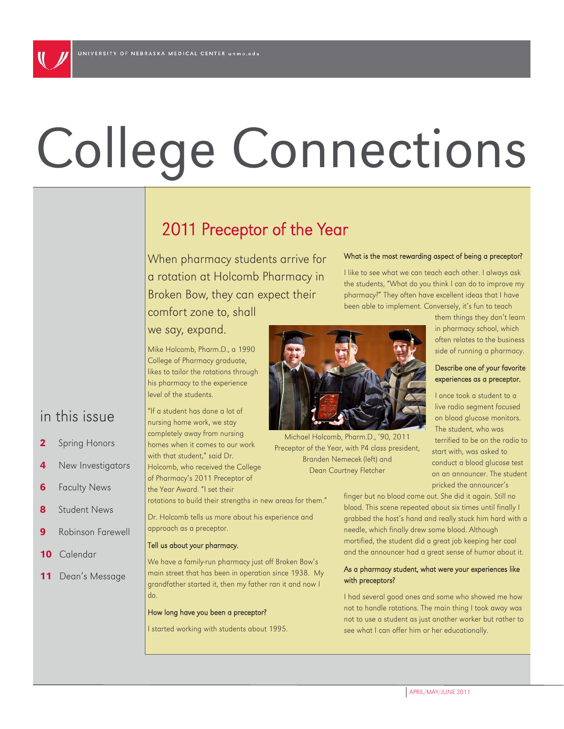UNIVERSITY OF NEBRASKA MEDICAL CENTER unmc.edu

# College Connections

## in this issue

- **2** Spring Honors
- **4** New Investigators
- **6** Faculty News
- **8** Student News
- **9** Robinson Farewell
- **10** Calendar
- **11** Dean's Message

## 2011 Preceptor of the Year

When pharmacy students arrive for a rotation at Holcomb Pharmacy in Broken Bow, they can expect their comfort zone to, shall we say, expand.

Mike Holcomb, Pharm.D., a 1990 College of Pharmacy graduate, likes to tailor the rotations through his pharmacy to the experience level of the students.

"If a student has done a lot of nursing home work, we stay completely away from nursing homes when it comes to our work with that student," said Dr. Holcomb, who received the College of Pharmacy's 2011 Preceptor of the Year Award. "I set their rotations to build their strengths in new areas for them."

Dr. Holcomb tells us more about his experience and approach as a preceptor.

**Tell us about your pharmacy.**

We have a family-run pharmacy just off Broken Bow's main street that has been in operation since 1938. My grandfather started it, then my father ran it and now I do.

**How long have you been a preceptor?**

I started working with students about 1995.

**What is the most rewarding aspect of being a preceptor?**

I like to see what we can teach each other. I always ask the students, "What do you think I can do to improve my pharmacy?" They often have excellent ideas that I have been able to implement. Conversely, it's fun to teach them things they don't learn in pharmacy school, which often relates to the business side of running a pharmacy.

Michael Holcomb, Pharm.D., '90, 2011 Preceptor of the Year, with P4 class president, Branden Nemecek (left) and Dean Courtney Fletcher

**Describe one of your favorite experiences as a preceptor.**

I once took a student to a live radio segment focused on blood glucose monitors. The student, who was terrified to be on the radio to start with, was asked to conduct a blood glucose test on an announcer. The student pricked the announcer's finger but no blood came out. She did it again. Still no blood. This scene repeated about six times until finally I grabbed the host's hand and really stuck him hard with a needle, which finally drew some blood. Although mortified, the student did a great job keeping her cool and the announcer had a great sense of humor about it.

**As a pharmacy student, what were your experiences like with preceptors?**

I had several good ones and some who showed me how not to handle rotations. The main thing I took away was not to use a student as just another worker but rather to see what I can offer him or her educationally.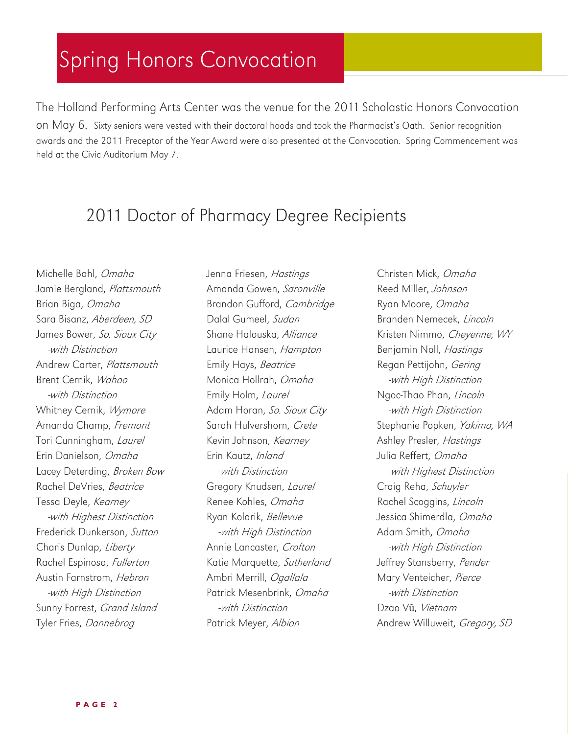# Spring Honors Convocation

The Holland Performing Arts Center was the venue for the 2011 Scholastic Honors Convocation on May 6. Sixty seniors were vested with their doctoral hoods and took the Pharmacist's Oath. Senior recognition awards and the 2011 Preceptor of the Year Award were also presented at the Convocation. Spring Commencement was held at the Civic Auditorium May 7.

## 2011 Doctor of Pharmacy Degree Recipients

Michelle Bahl, *Omaha*  
Jamie Bergland, *Plattsmouth*  
Brian Biga, *Omaha*  
Sara Bisanz, *Aberdeen, SD*  
James Bower, *So. Sioux City*  
*-with Distinction*  
Andrew Carter, *Plattsmouth*  
Brent Cernik, *Wahoo*  
*-with Distinction*  
Whitney Cernik, *Wymore*  
Amanda Champ, *Fremont*  
Tori Cunningham, *Laurel*  
Erin Danielson, *Omaha*  
Lacey Deterding, *Broken Bow*  
Rachel DeVries, *Beatrice*  
Tessa Deyle, *Kearney*  
*-with Highest Distinction*  
Frederick Dunkerson, *Sutton*  
Charis Dunlap, *Liberty*  
Rachel Espinosa, *Fullerton*  
Austin Farnstrom, *Hebron*  
*-with High Distinction*  
Sunny Forrest, *Grand Island*  
Tyler Fries, *Dannebrog*  
Jenna Friesen, *Hastings*  
Amanda Gowen, *Saronville*  
Brandon Gufford, *Cambridge*  
Dalal Gumeel, *Sudan*  
Shane Halouska, *Alliance*  
Laurice Hansen, *Hampton*  
Emily Hays, *Beatrice*  
Monica Hollrah, *Omaha*  
Emily Holm, *Laurel*  
Adam Horan, *So. Sioux City*  
Sarah Hulvershorn, *Crete*  
Kevin Johnson, *Kearney*  
Erin Kautz, *Inland*  
*-with Distinction*  
Gregory Knudsen, *Laurel*  
Renee Kohles, *Omaha*  
Ryan Kolarik, *Bellevue*  
*-with High Distinction*  
Annie Lancaster, *Crofton*  
Katie Marquette, *Sutherland*  
Ambri Merrill, *Ogallala*  
Patrick Mesenbrink, *Omaha*  
*-with Distinction*  
Patrick Meyer, *Albion*  
Christen Mick, *Omaha*  
Reed Miller, *Johnson*  
Ryan Moore, *Omaha*  
Branden Nemecek, *Lincoln*  
Kristen Nimmo, *Cheyenne, WY*  
Benjamin Noll, *Hastings*  
Regan Pettijohn, *Gering*  
*-with High Distinction*  
Ngoc-Thao Phan, *Lincoln*  
*-with High Distinction*  
Stephanie Popken, *Yakima, WA*  
Ashley Presler, *Hastings*  
Julia Reffert, *Omaha*  
*-with Highest Distinction*  
Craig Reha, *Schuyler*  
Rachel Scoggins, *Lincoln*  
Jessica Shimerdla, *Omaha*  
Adam Smith, *Omaha*  
*-with High Distinction*  
Jeffrey Stansberry, *Pender*  
Mary Venteicher, *Pierce*  
*-with Distinction*  
Dzao Vũ, *Vietnam*  
Andrew Willuweit, *Gregory, SD*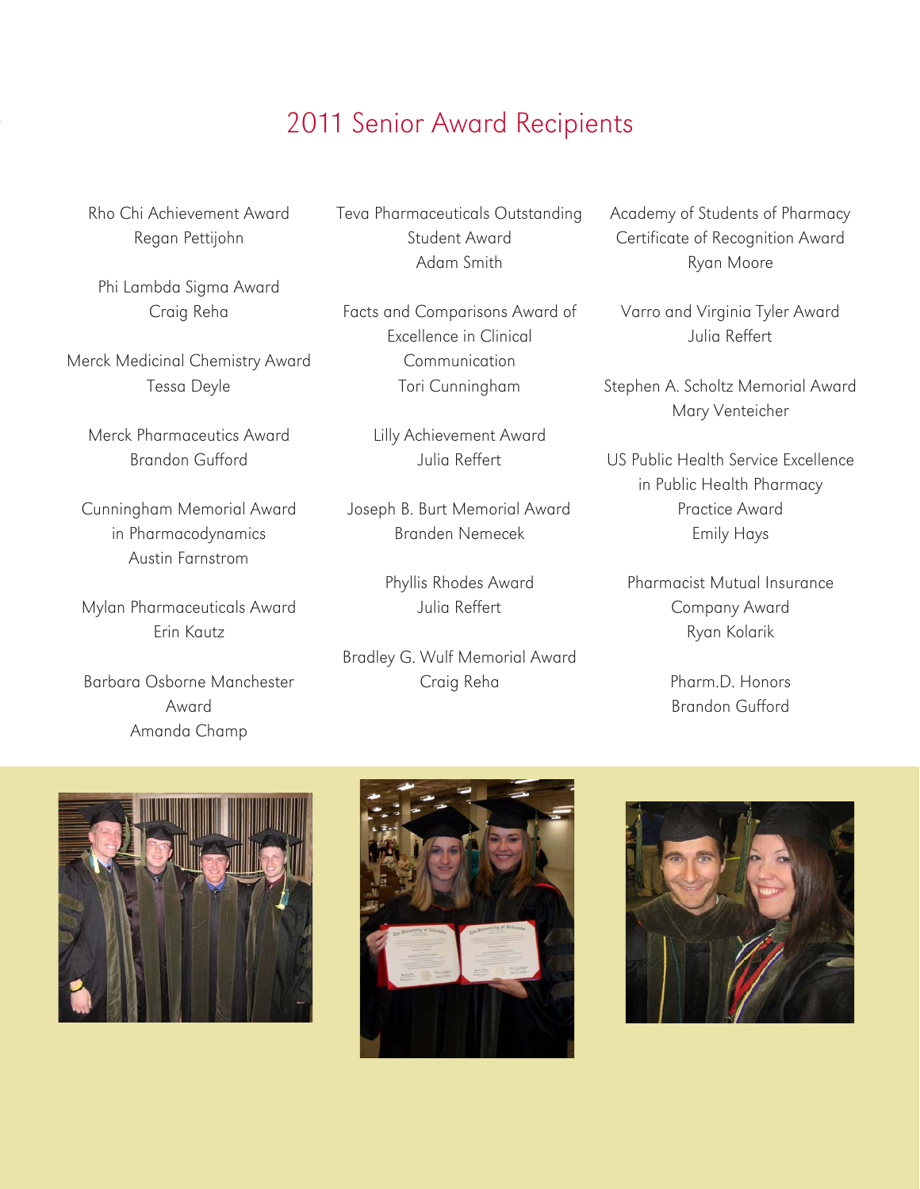# 2011 Senior Award Recipients

Rho Chi Achievement Award
Regan Pettijohn

Phi Lambda Sigma Award
Craig Reha

Merck Medicinal Chemistry Award
Tessa Deyle

Merck Pharmaceutics Award
Brandon Gufford

Cunningham Memorial Award in Pharmacodynamics
Austin Farnstrom

Mylan Pharmaceuticals Award
Erin Kautz

Barbara Osborne Manchester Award
Amanda Champ

Teva Pharmaceuticals Outstanding Student Award
Adam Smith

Facts and Comparisons Award of Excellence in Clinical Communication
Tori Cunningham

Lilly Achievement Award
Julia Reffert

Joseph B. Burt Memorial Award
Branden Nemecek

Phyllis Rhodes Award
Julia Reffert

Bradley G. Wulf Memorial Award
Craig Reha

Academy of Students of Pharmacy Certificate of Recognition Award
Ryan Moore

Varro and Virginia Tyler Award
Julia Reffert

Stephen A. Scholtz Memorial Award
Mary Venteicher

US Public Health Service Excellence in Public Health Pharmacy Practice Award
Emily Hays

Pharmacist Mutual Insurance Company Award
Ryan Kolarik

Pharm.D. Honors
Brandon Gufford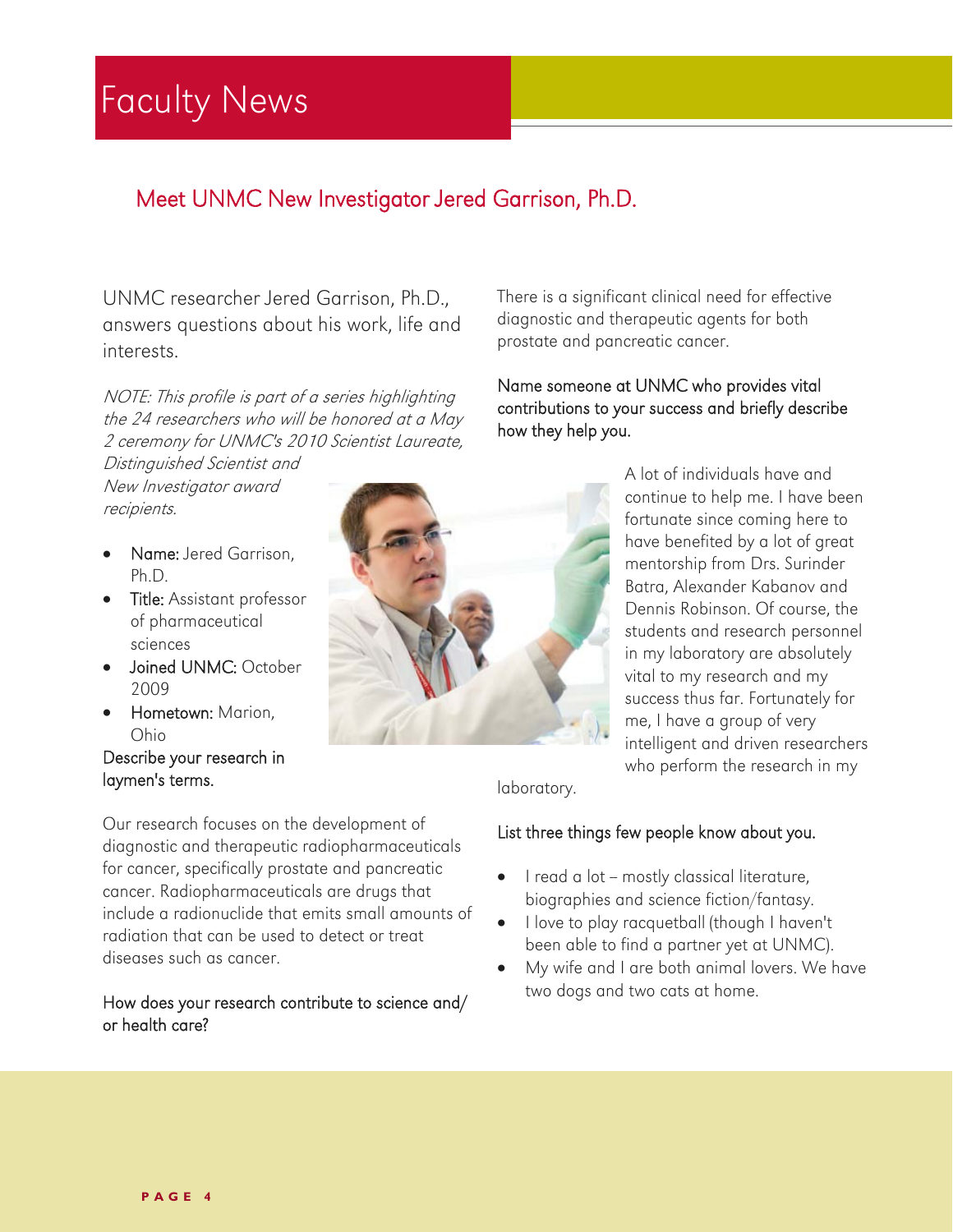# Faculty News

## Meet UNMC New Investigator Jered Garrison, Ph.D.

UNMC researcher Jered Garrison, Ph.D., answers questions about his work, life and interests.

*NOTE: This profile is part of a series highlighting the 24 researchers who will be honored at a May 2 ceremony for UNMC's 2010 Scientist Laureate, Distinguished Scientist and New Investigator award recipients.*

- Name: Jered Garrison, Ph.D.
- Title: Assistant professor of pharmaceutical sciences
- Joined UNMC: October 2009
- Hometown: Marion, Ohio

**Describe your research in laymen's terms.**

Our research focuses on the development of diagnostic and therapeutic radiopharmaceuticals for cancer, specifically prostate and pancreatic cancer. Radiopharmaceuticals are drugs that include a radionuclide that emits small amounts of radiation that can be used to detect or treat diseases such as cancer.

**How does your research contribute to science and/or health care?**

There is a significant clinical need for effective diagnostic and therapeutic agents for both prostate and pancreatic cancer.

**Name someone at UNMC who provides vital contributions to your success and briefly describe how they help you.**

A lot of individuals have and continue to help me. I have been fortunate since coming here to have benefited by a lot of great mentorship from Drs. Surinder Batra, Alexander Kabanov and Dennis Robinson. Of course, the students and research personnel in my laboratory are absolutely vital to my research and my success thus far. Fortunately for me, I have a group of very intelligent and driven researchers who perform the research in my laboratory.

**List three things few people know about you.**

- I read a lot – mostly classical literature, biographies and science fiction/fantasy.
- I love to play racquetball (though I haven't been able to find a partner yet at UNMC).
- My wife and I are both animal lovers. We have two dogs and two cats at home.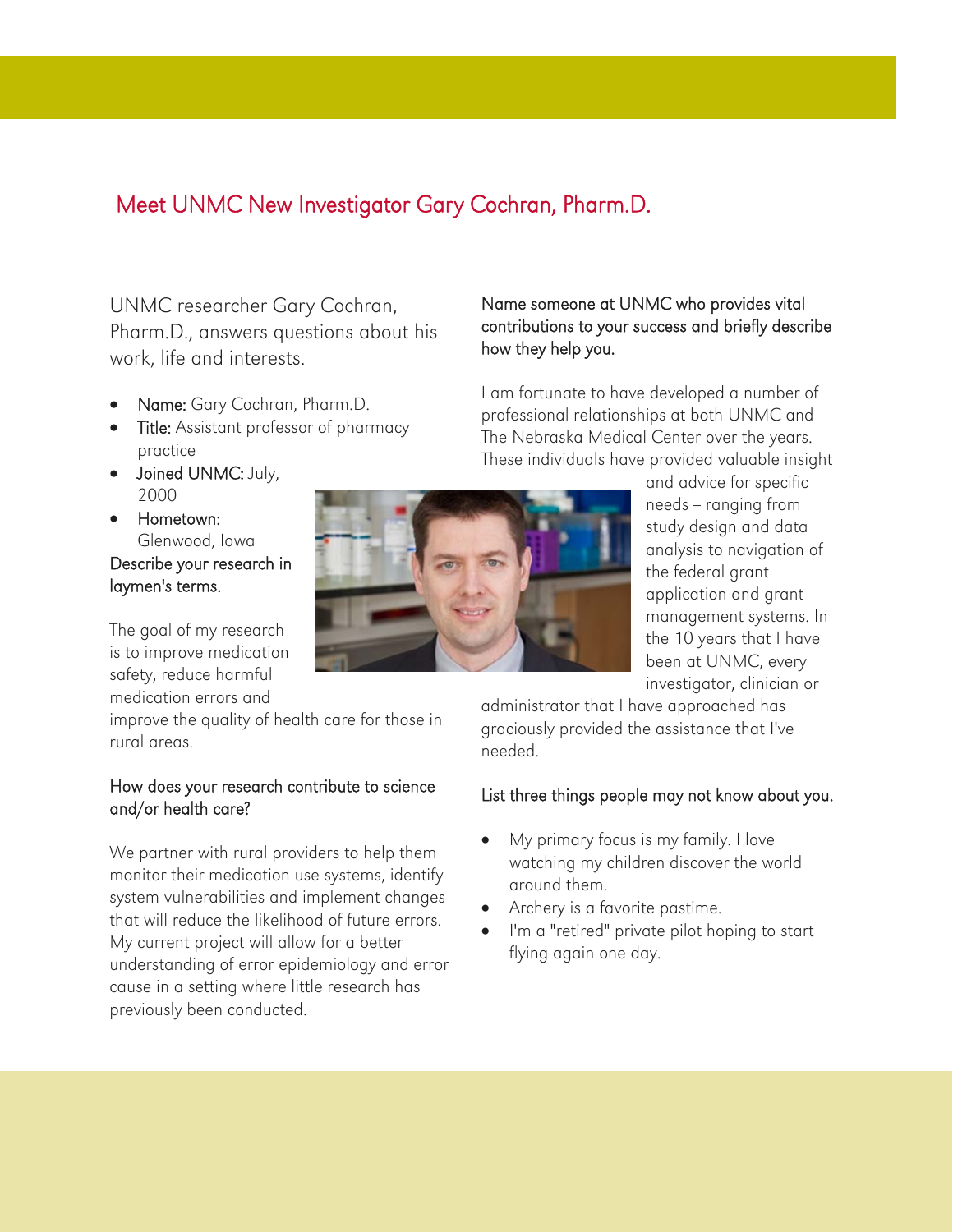# Meet UNMC New Investigator Gary Cochran, Pharm.D.

UNMC researcher Gary Cochran, Pharm.D., answers questions about his work, life and interests.

- **Name:** Gary Cochran, Pharm.D.
- **Title:** Assistant professor of pharmacy practice
- **Joined UNMC:** July, 2000
- **Hometown:** Glenwood, Iowa

**Describe your research in laymen's terms.**

The goal of my research is to improve medication safety, reduce harmful medication errors and improve the quality of health care for those in rural areas.

**How does your research contribute to science and/or health care?**

We partner with rural providers to help them monitor their medication use systems, identify system vulnerabilities and implement changes that will reduce the likelihood of future errors. My current project will allow for a better understanding of error epidemiology and error cause in a setting where little research has previously been conducted.

**Name someone at UNMC who provides vital contributions to your success and briefly describe how they help you.**

I am fortunate to have developed a number of professional relationships at both UNMC and The Nebraska Medical Center over the years. These individuals have provided valuable insight and advice for specific needs – ranging from study design and data analysis to navigation of the federal grant application and grant management systems. In the 10 years that I have been at UNMC, every investigator, clinician or administrator that I have approached has graciously provided the assistance that I've needed.

**List three things people may not know about you.**

- My primary focus is my family. I love watching my children discover the world around them.
- Archery is a favorite pastime.
- I'm a "retired" private pilot hoping to start flying again one day.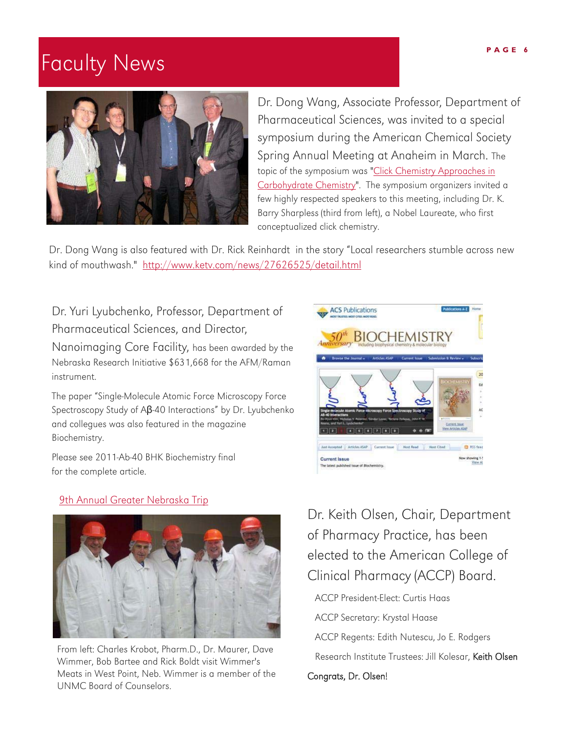# Faculty News

Dr. Dong Wang, Associate Professor, Department of Pharmaceutical Sciences, was invited to a special symposium during the American Chemical Society Spring Annual Meeting at Anaheim in March. The topic of the symposium was "Click Chemistry Approaches in Carbohydrate Chemistry". The symposium organizers invited a few highly respected speakers to this meeting, including Dr. K. Barry Sharpless (third from left), a Nobel Laureate, who first conceptualized click chemistry.

Dr. Dong Wang is also featured with Dr. Rick Reinhardt in the story "Local researchers stumble across new kind of mouthwash." http://www.ketv.com/news/27626525/detail.html

Dr. Yuri Lyubchenko, Professor, Department of Pharmaceutical Sciences, and Director, Nanoimaging Core Facility, has been awarded by the Nebraska Research Initiative $631,668 for the AFM/Raman instrument.

The paper "Single-Molecule Atomic Force Microscopy Force Spectroscopy Study of Aβ-40 Interactions" by Dr. Lyubchenko and collegues was also featured in the magazine Biochemistry.

Please see 2011-Ab-40 BHK Biochemistry final for the complete article.

9th Annual Greater Nebraska Trip

From left: Charles Krobot, Pharm.D., Dr. Maurer, Dave Wimmer, Bob Bartee and Rick Boldt visit Wimmer's Meats in West Point, Neb. Wimmer is a member of the UNMC Board of Counselors.

Dr. Keith Olsen, Chair, Department of Pharmacy Practice, has been elected to the American College of Clinical Pharmacy (ACCP) Board.

ACCP President-Elect: Curtis Haas

ACCP Secretary: Krystal Haase

ACCP Regents: Edith Nutescu, Jo E. Rodgers

Research Institute Trustees: Jill Kolesar, Keith Olsen

Congrats, Dr. Olsen!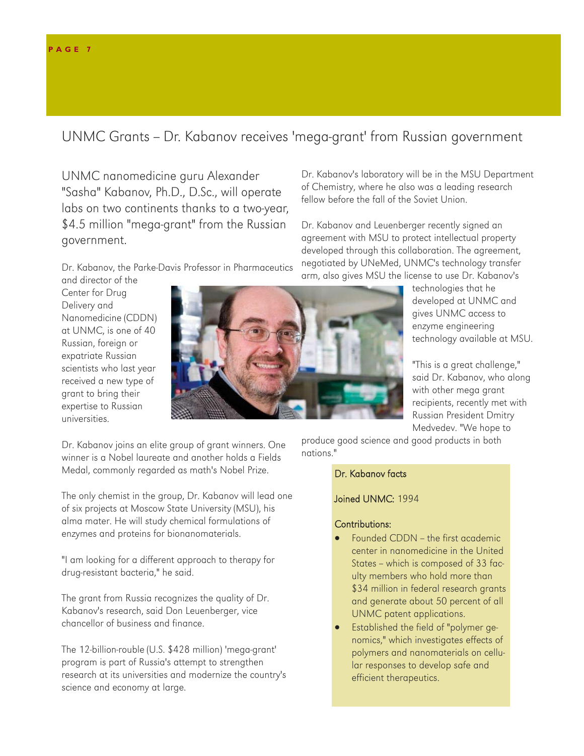## UNMC Grants – Dr. Kabanov receives 'mega-grant' from Russian government

UNMC nanomedicine guru Alexander "Sasha" Kabanov, Ph.D., D.Sc., will operate labs on two continents thanks to a two-year, $4.5 million "mega-grant" from the Russian government.

Dr. Kabanov, the Parke-Davis Professor in Pharmaceutics and director of the Center for Drug Delivery and Nanomedicine (CDDN) at UNMC, is one of 40 Russian, foreign or expatriate Russian scientists who last year received a new type of grant to bring their expertise to Russian universities.

Dr. Kabanov joins an elite group of grant winners. One winner is a Nobel laureate and another holds a Fields Medal, commonly regarded as math's Nobel Prize.

The only chemist in the group, Dr. Kabanov will lead one of six projects at Moscow State University (MSU), his alma mater. He will study chemical formulations of enzymes and proteins for bionanomaterials.

"I am looking for a different approach to therapy for drug-resistant bacteria," he said.

The grant from Russia recognizes the quality of Dr. Kabanov's research, said Don Leuenberger, vice chancellor of business and finance.

The 12-billion-rouble (U.S. $428 million) 'mega-grant' program is part of Russia's attempt to strengthen research at its universities and modernize the country's science and economy at large.

Dr. Kabanov's laboratory will be in the MSU Department of Chemistry, where he also was a leading research fellow before the fall of the Soviet Union.

Dr. Kabanov and Leuenberger recently signed an agreement with MSU to protect intellectual property developed through this collaboration. The agreement, negotiated by UNeMed, UNMC's technology transfer arm, also gives MSU the license to use Dr. Kabanov's technologies that he developed at UNMC and gives UNMC access to enzyme engineering technology available at MSU.

"This is a great challenge," said Dr. Kabanov, who along with other mega grant recipients, recently met with Russian President Dmitry Medvedev. "We hope to produce good science and good products in both nations."

**Dr. Kabanov facts**

**Joined UNMC:** 1994

**Contributions:**

- Founded CDDN – the first academic center in nanomedicine in the United States – which is composed of 33 faculty members who hold more than $34 million in federal research grants and generate about 50 percent of all UNMC patent applications.
- Established the field of "polymer genomics," which investigates effects of polymers and nanomaterials on cellular responses to develop safe and efficient therapeutics.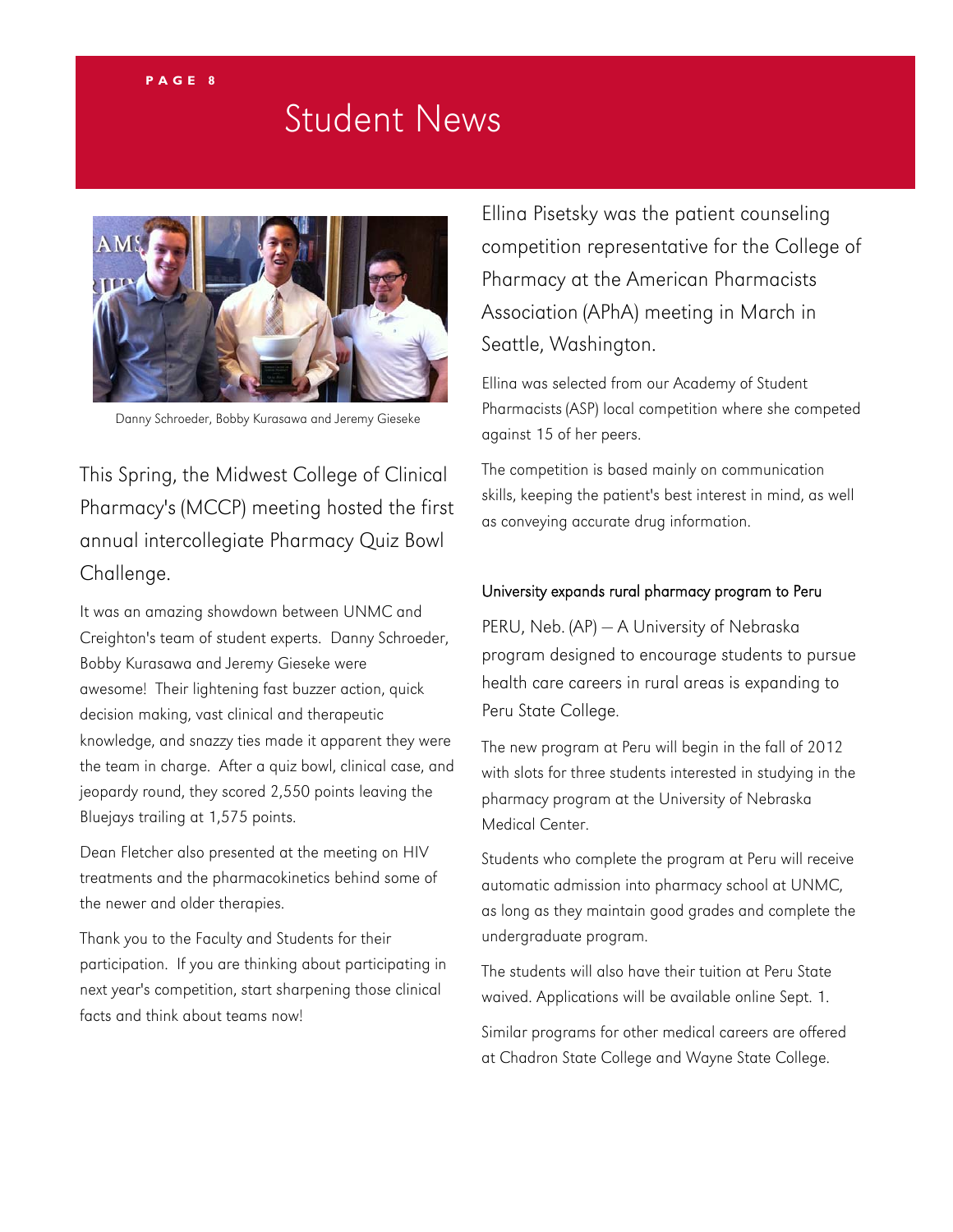# Student News

Danny Schroeder, Bobby Kurasawa and Jeremy Gieseke

This Spring, the Midwest College of Clinical Pharmacy's (MCCP) meeting hosted the first annual intercollegiate Pharmacy Quiz Bowl Challenge.

It was an amazing showdown between UNMC and Creighton's team of student experts. Danny Schroeder, Bobby Kurasawa and Jeremy Gieseke were awesome! Their lightening fast buzzer action, quick decision making, vast clinical and therapeutic knowledge, and snazzy ties made it apparent they were the team in charge. After a quiz bowl, clinical case, and jeopardy round, they scored 2,550 points leaving the Bluejays trailing at 1,575 points.

Dean Fletcher also presented at the meeting on HIV treatments and the pharmacokinetics behind some of the newer and older therapies.

Thank you to the Faculty and Students for their participation. If you are thinking about participating in next year's competition, start sharpening those clinical facts and think about teams now!

Ellina Pisetsky was the patient counseling competition representative for the College of Pharmacy at the American Pharmacists Association (APhA) meeting in March in Seattle, Washington.

Ellina was selected from our Academy of Student Pharmacists (ASP) local competition where she competed against 15 of her peers.

The competition is based mainly on communication skills, keeping the patient's best interest in mind, as well as conveying accurate drug information.

## University expands rural pharmacy program to Peru

PERU, Neb. (AP) — A University of Nebraska program designed to encourage students to pursue health care careers in rural areas is expanding to Peru State College.

The new program at Peru will begin in the fall of 2012 with slots for three students interested in studying in the pharmacy program at the University of Nebraska Medical Center.

Students who complete the program at Peru will receive automatic admission into pharmacy school at UNMC, as long as they maintain good grades and complete the undergraduate program.

The students will also have their tuition at Peru State waived. Applications will be available online Sept. 1.

Similar programs for other medical careers are offered at Chadron State College and Wayne State College.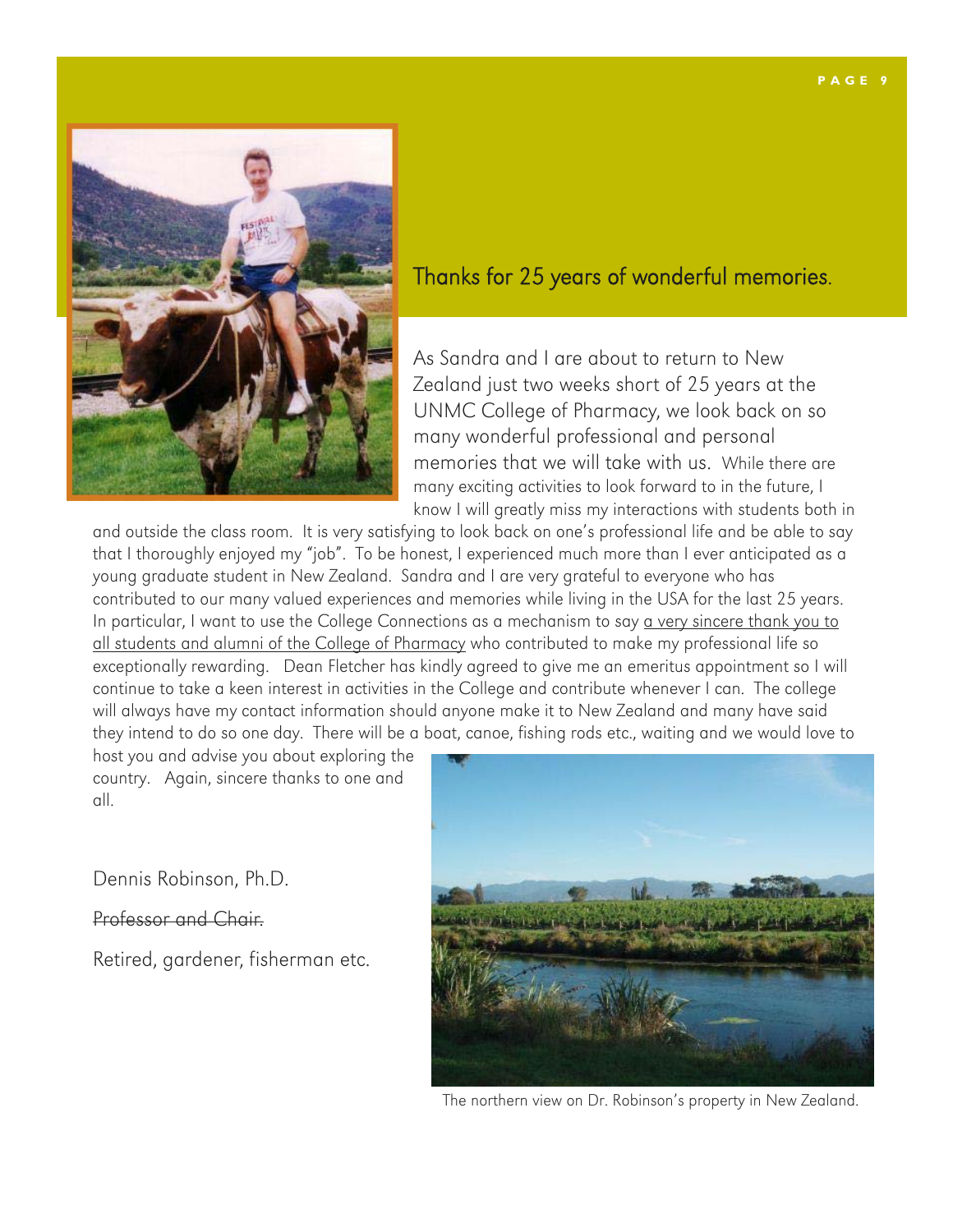## Thanks for 25 years of wonderful memories.

As Sandra and I are about to return to New Zealand just two weeks short of 25 years at the UNMC College of Pharmacy, we look back on so many wonderful professional and personal memories that we will take with us. While there are many exciting activities to look forward to in the future, I know I will greatly miss my interactions with students both in and outside the class room. It is very satisfying to look back on one's professional life and be able to say that I thoroughly enjoyed my "job". To be honest, I experienced much more than I ever anticipated as a young graduate student in New Zealand. Sandra and I are very grateful to everyone who has contributed to our many valued experiences and memories while living in the USA for the last 25 years. In particular, I want to use the College Connections as a mechanism to say <u>a very sincere thank you to all students and alumni of the College of Pharmacy</u> who contributed to make my professional life so exceptionally rewarding. Dean Fletcher has kindly agreed to give me an emeritus appointment so I will continue to take a keen interest in activities in the College and contribute whenever I can. The college will always have my contact information should anyone make it to New Zealand and many have said they intend to do so one day. There will be a boat, canoe, fishing rods etc., waiting and we would love to host you and advise you about exploring the country. Again, sincere thanks to one and all.

Dennis Robinson, Ph.D.

~~Professor and Chair.~~

Retired, gardener, fisherman etc.

The northern view on Dr. Robinson's property in New Zealand.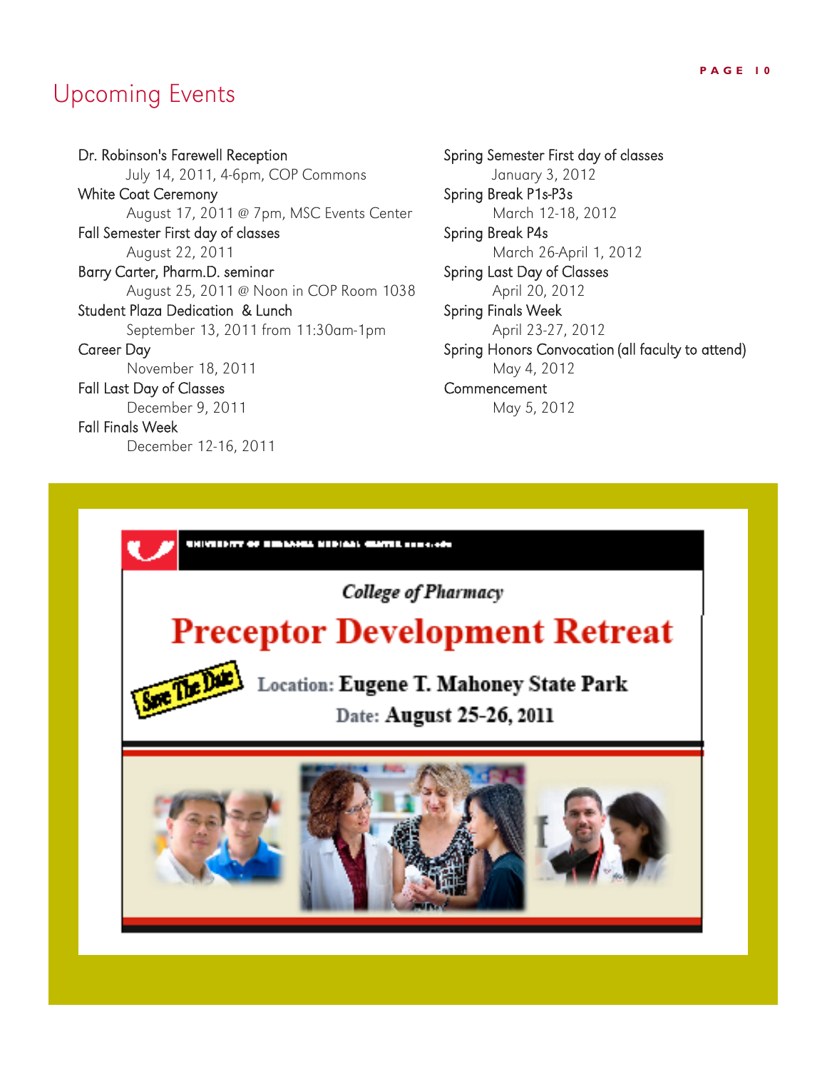# Upcoming Events

Dr. Robinson's Farewell Reception
July 14, 2011, 4-6pm, COP Commons

White Coat Ceremony
August 17, 2011 @ 7pm, MSC Events Center

Fall Semester First day of classes
August 22, 2011

Barry Carter, Pharm.D. seminar
August 25, 2011 @ Noon in COP Room 1038

Student Plaza Dedication & Lunch
September 13, 2011 from 11:30am-1pm

Career Day
November 18, 2011

Fall Last Day of Classes
December 9, 2011

Fall Finals Week
December 12-16, 2011

Spring Semester First day of classes
January 3, 2012

Spring Break P1s-P3s
March 12-18, 2012

Spring Break P4s
March 26-April 1, 2012

Spring Last Day of Classes
April 20, 2012

Spring Finals Week
April 23-27, 2012

Spring Honors Convocation (all faculty to attend)
May 4, 2012

Commencement
May 5, 2012

UNIVERSITY OF NEBRASKA MEDICAL CENTER unmc.edu

*College of Pharmacy*

**Preceptor Development Retreat**

Save The Date

Location: **Eugene T. Mahoney State Park**

Date: **August 25-26, 2011**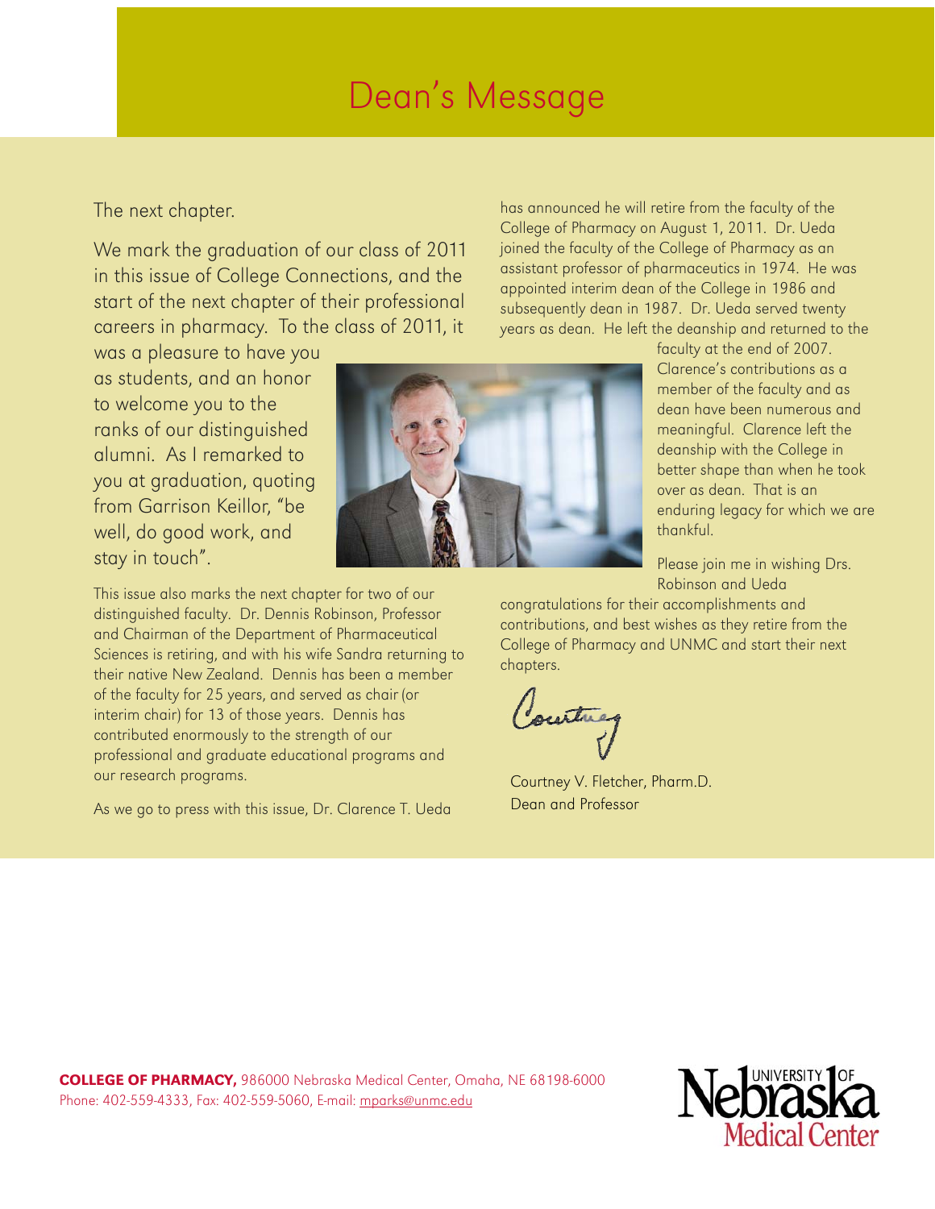# Dean's Message

The next chapter.

We mark the graduation of our class of 2011 in this issue of College Connections, and the start of the next chapter of their professional careers in pharmacy. To the class of 2011, it was a pleasure to have you as students, and an honor to welcome you to the ranks of our distinguished alumni. As I remarked to you at graduation, quoting from Garrison Keillor, "be well, do good work, and stay in touch".

This issue also marks the next chapter for two of our distinguished faculty. Dr. Dennis Robinson, Professor and Chairman of the Department of Pharmaceutical Sciences is retiring, and with his wife Sandra returning to their native New Zealand. Dennis has been a member of the faculty for 25 years, and served as chair (or interim chair) for 13 of those years. Dennis has contributed enormously to the strength of our professional and graduate educational programs and our research programs.

As we go to press with this issue, Dr. Clarence T. Ueda has announced he will retire from the faculty of the College of Pharmacy on August 1, 2011. Dr. Ueda joined the faculty of the College of Pharmacy as an assistant professor of pharmaceutics in 1974. He was appointed interim dean of the College in 1986 and subsequently dean in 1987. Dr. Ueda served twenty years as dean. He left the deanship and returned to the faculty at the end of 2007. Clarence's contributions as a member of the faculty and as dean have been numerous and meaningful. Clarence left the deanship with the College in better shape than when he took over as dean. That is an enduring legacy for which we are thankful.

Please join me in wishing Drs. Robinson and Ueda congratulations for their accomplishments and contributions, and best wishes as they retire from the College of Pharmacy and UNMC and start their next chapters.

Courtney

Courtney V. Fletcher, Pharm.D.
Dean and Professor

**COLLEGE OF PHARMACY,** 986000 Nebraska Medical Center, Omaha, NE 68198-6000
Phone: 402-559-4333, Fax: 402-559-5060, E-mail: mparks@unmc.edu

University of Nebraska Medical Center